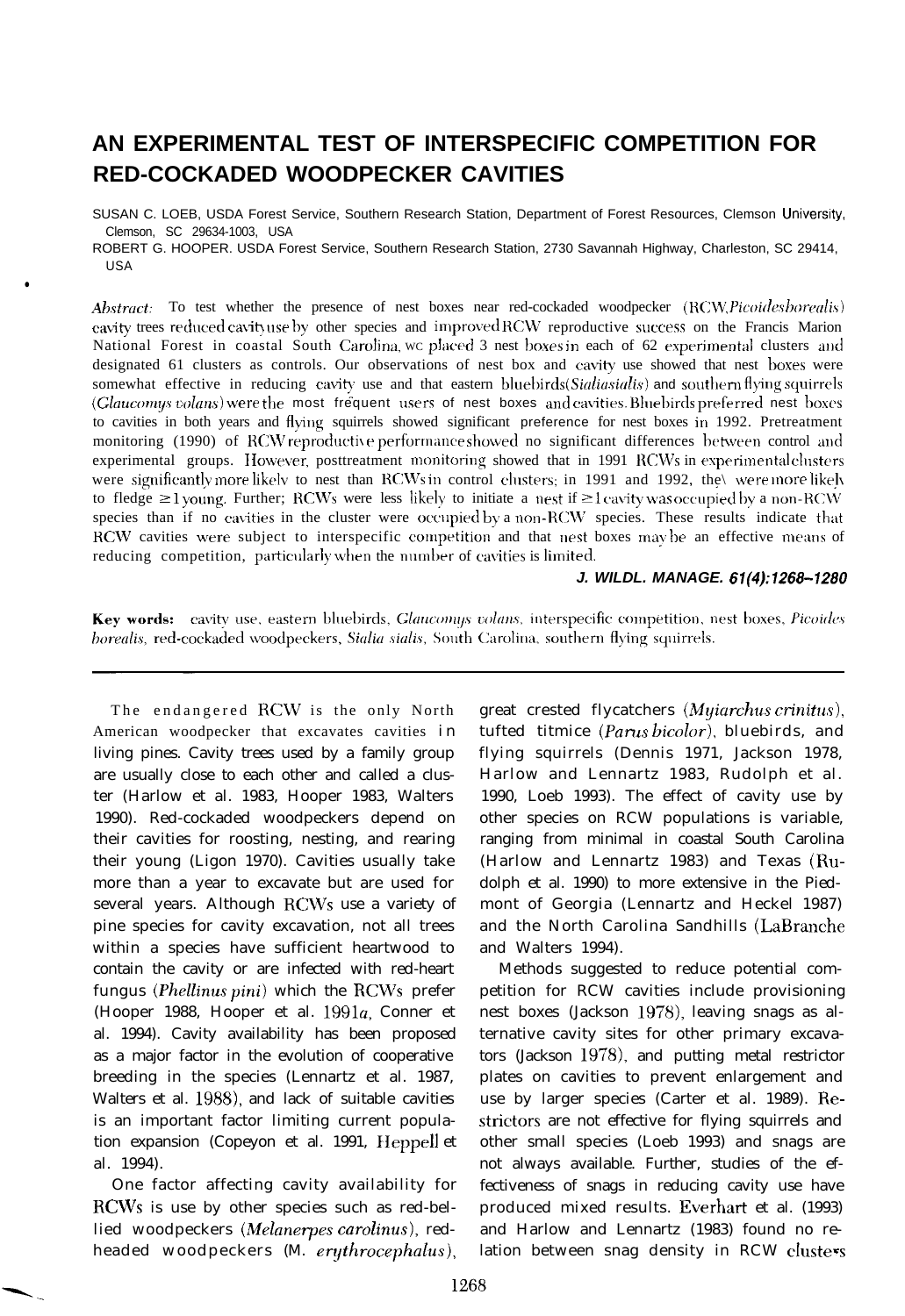# AN EXPERIMENTAL TEST OF INTERSPECIFIC COMPETITION FOR RED-COCKADED WOODPECKER CAVITIES

SUSAN C. LOEB, USDA Forest Service, Southern Research Station, Department of Forest Resources, Clemson University, Clemson, SC 29634-1003, USA

ROBERT G. HOOPER. USDA Forest Service, Southern Research Station, 2730 Savannah Highway, Charleston, SC 29414, USA

*Abstract:* To test whether the presence of nest boxes near red-cockaded woodpecker (RCW, *Picoides borealis*) cavity trees reduced cavity use by other species and improved RCW reproductive success on the Francis Marion National Forest in coastal South Carolina, we placed 3 nest boxes in each of 62 experimental clusters and designated 61 clusters as controls. Our observations of nest box and cavity use showed that nest boxes were somewhat effective in reducing cavity use and that eastern bluebirds (*Sialia sialis*) and southern flying squirrels (*Glaucomys volans*) were the most frequent users of nest boxes and cavities. Bluebirds preferred nest boxes to cavities in both years and flying squirrels showed significant preference for nest boxes in 1992. Pretreatment monitoring (1990) of RCW reproductive performance showed no significant differences between control and experimental groups. However, posttreatment monitoring showed that in 1991 RCWs in experimental clusters were significantly more likely to nest than RCWs in control clusters; in 1991 and 1992, they were more likely to fledge ≥1 young. Further; RCWs were less likely to initiate a nest if ≥1 cavity was occupied by a non-RCW species than if no cavities in the cluster were occupied by a non-RCW species. These results indicate that RCW cavities were subject to interspecific competition and that nest boxes may be an effective means of reducing competition, particularly when the number of cavities is limited.

**J. WILDL. MANAGE. 61(4):1268–1280**

**Key words:** cavity use, eastern bluebirds, *Glaucomys volans*, interspecific competition, nest boxes, *Picoides borealis*, red-cockaded woodpeckers, *Sialia sialis*, South Carolina, southern flying squirrels.

---

The endangered RCW is the only North American woodpecker that excavates cavities in living pines. Cavity trees used by a family group are usually close to each other and called a cluster (Harlow et al. 1983, Hooper 1983, Walters 1990). Red-cockaded woodpeckers depend on their cavities for roosting, nesting, and rearing their young (Ligon 1970). Cavities usually take more than a year to excavate but are used for several years. Although RCWs use a variety of pine species for cavity excavation, not all trees within a species have sufficient heartwood to contain the cavity or are infected with red-heart fungus (*Phellinus pini*) which the RCWs prefer (Hooper 1988, Hooper et al. 1991*a*, Conner et al. 1994). Cavity availability has been proposed as a major factor in the evolution of cooperative breeding in the species (Lennartz et al. 1987, Walters et al. 1988), and lack of suitable cavities is an important factor limiting current population expansion (Copeyon et al. 1991, Heppell et al. 1994).

One factor affecting cavity availability for RCWs is use by other species such as red-bellied woodpeckers (*Melanerpes carolinus*), red-headed woodpeckers (*M. erythrocephalus*), great crested flycatchers (*Myiarchus crinitus*), tufted titmice (*Parus bicolor*), bluebirds, and flying squirrels (Dennis 1971, Jackson 1978, Harlow and Lennartz 1983, Rudolph et al. 1990, Loeb 1993). The effect of cavity use by other species on RCW populations is variable, ranging from minimal in coastal South Carolina (Harlow and Lennartz 1983) and Texas (Rudolph et al. 1990) to more extensive in the Piedmont of Georgia (Lennartz and Heckel 1987) and the North Carolina Sandhills (LaBranche and Walters 1994).

Methods suggested to reduce potential competition for RCW cavities include provisioning nest boxes (Jackson 1978), leaving snags as alternative cavity sites for other primary excavators (Jackson 1978), and putting metal restrictor plates on cavities to prevent enlargement and use by larger species (Carter et al. 1989). Restrictors are not effective for flying squirrels and other small species (Loeb 1993) and snags are not always available. Further, studies of the effectiveness of snags in reducing cavity use have produced mixed results. Everhart et al. (1993) and Harlow and Lennartz (1983) found no relation between snag density in RCW clusters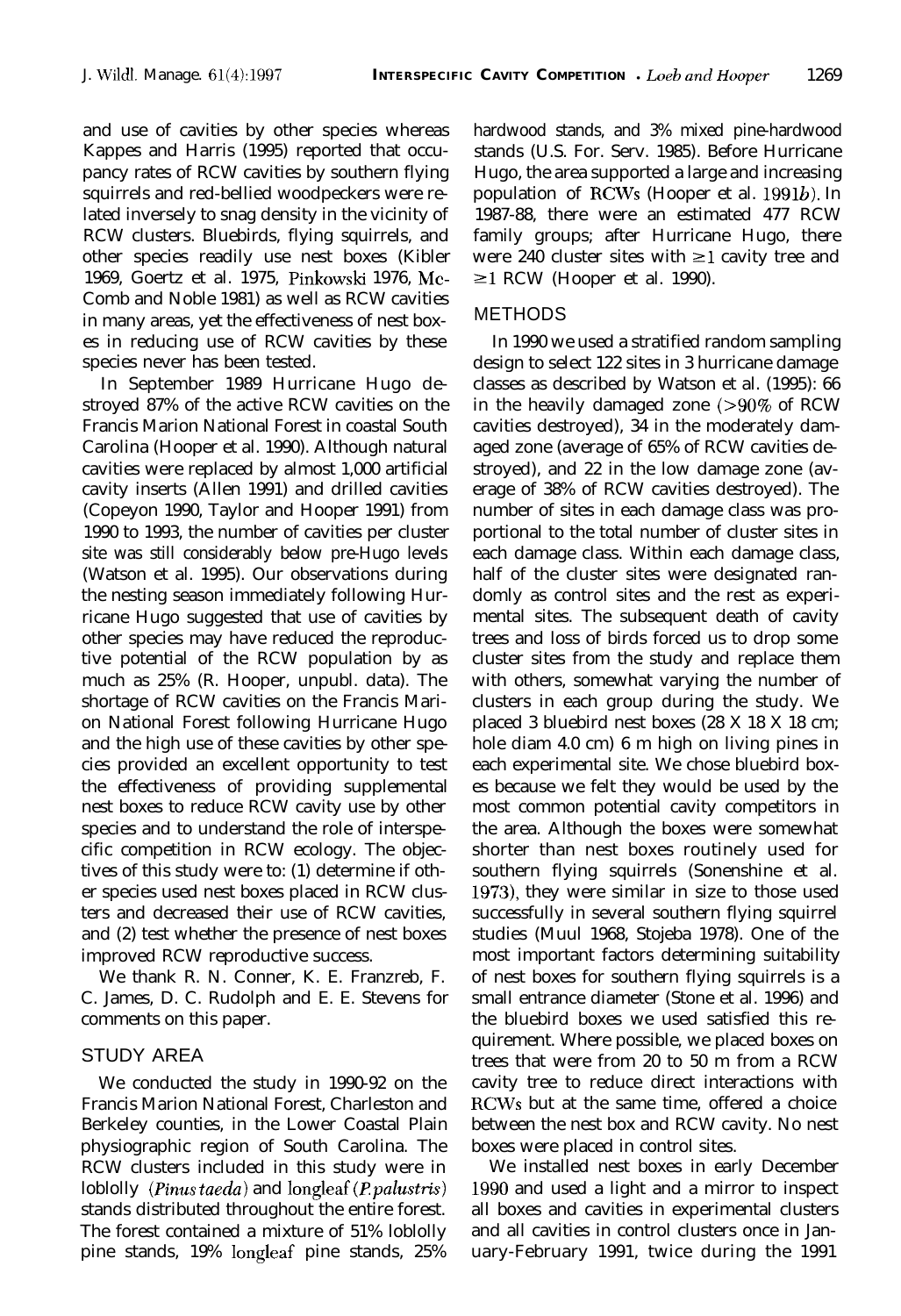and use of cavities by other species whereas Kappes and Harris (1995) reported that occupancy rates of RCW cavities by southern flying squirrels and red-bellied woodpeckers were related inversely to snag density in the vicinity of RCW clusters. Bluebirds, flying squirrels, and other species readily use nest boxes (Kibler 1969, Goertz et al. 1975, Pinkowski 1976, McComb and Noble 1981) as well as RCW cavities in many areas, yet the effectiveness of nest boxes in reducing use of RCW cavities by these species never has been tested.

In September 1989 Hurricane Hugo destroyed 87% of the active RCW cavities on the Francis Marion National Forest in coastal South Carolina (Hooper et al. 1990). Although natural cavities were replaced by almost 1,000 artificial cavity inserts (Allen 1991) and drilled cavities (Copeyon 1990, Taylor and Hooper 1991) from 1990 to 1993, the number of cavities per cluster site was still considerably below pre-Hugo levels (Watson et al. 1995). Our observations during the nesting season immediately following Hurricane Hugo suggested that use of cavities by other species may have reduced the reproductive potential of the RCW population by as much as 25% (R. Hooper, unpubl. data). The shortage of RCW cavities on the Francis Marion National Forest following Hurricane Hugo and the high use of these cavities by other species provided an excellent opportunity to test the effectiveness of providing supplemental nest boxes to reduce RCW cavity use by other species and to understand the role of interspecific competition in RCW ecology. The objectives of this study were to: (1) determine if other species used nest boxes placed in RCW clusters and decreased their use of RCW cavities, and (2) test whether the presence of nest boxes improved RCW reproductive success.

We thank R. N. Conner, K. E. Franzreb, F. C. James, D. C. Rudolph and E. E. Stevens for comments on this paper.

## STUDY AREA

We conducted the study in 1990-92 on the Francis Marion National Forest, Charleston and Berkeley counties, in the Lower Coastal Plain physiographic region of South Carolina. The RCW clusters included in this study were in loblolly (*Pinus taeda*) and longleaf (*P. palustris*) stands distributed throughout the entire forest. The forest contained a mixture of 51% loblolly pine stands, 19% longleaf pine stands, 25% hardwood stands, and 3% mixed pine-hardwood stands (U.S. For. Serv. 1985). Before Hurricane Hugo, the area supported a large and increasing population of RCWs (Hooper et al. 1991*b*). In 1987-88, there were an estimated 477 RCW family groups; after Hurricane Hugo, there were 240 cluster sites with $\geq 1$ cavity tree and $\geq 1$ RCW (Hooper et al. 1990).

## METHODS

In 1990 we used a stratified random sampling design to select 122 sites in 3 hurricane damage classes as described by Watson et al. (1995): 66 in the heavily damaged zone ($>90\%$ of RCW cavities destroyed), 34 in the moderately damaged zone (average of 65% of RCW cavities destroyed), and 22 in the low damage zone (average of 38% of RCW cavities destroyed). The number of sites in each damage class was proportional to the total number of cluster sites in each damage class. Within each damage class, half of the cluster sites were designated randomly as control sites and the rest as experimental sites. The subsequent death of cavity trees and loss of birds forced us to drop some cluster sites from the study and replace them with others, somewhat varying the number of clusters in each group during the study. We placed 3 bluebird nest boxes (28 X 18 X 18 cm; hole diam 4.0 cm) 6 m high on living pines in each experimental site. We chose bluebird boxes because we felt they would be used by the most common potential cavity competitors in the area. Although the boxes were somewhat shorter than nest boxes routinely used for southern flying squirrels (Sonenshine et al. 1973), they were similar in size to those used successfully in several southern flying squirrel studies (Muul 1968, Stojeba 1978). One of the most important factors determining suitability of nest boxes for southern flying squirrels is a small entrance diameter (Stone et al. 1996) and the bluebird boxes we used satisfied this requirement. Where possible, we placed boxes on trees that were from 20 to 50 m from a RCW cavity tree to reduce direct interactions with RCWs but at the same time, offered a choice between the nest box and RCW cavity. No nest boxes were placed in control sites.

We installed nest boxes in early December 1990 and used a light and a mirror to inspect all boxes and cavities in experimental clusters and all cavities in control clusters once in January-February 1991, twice during the 1991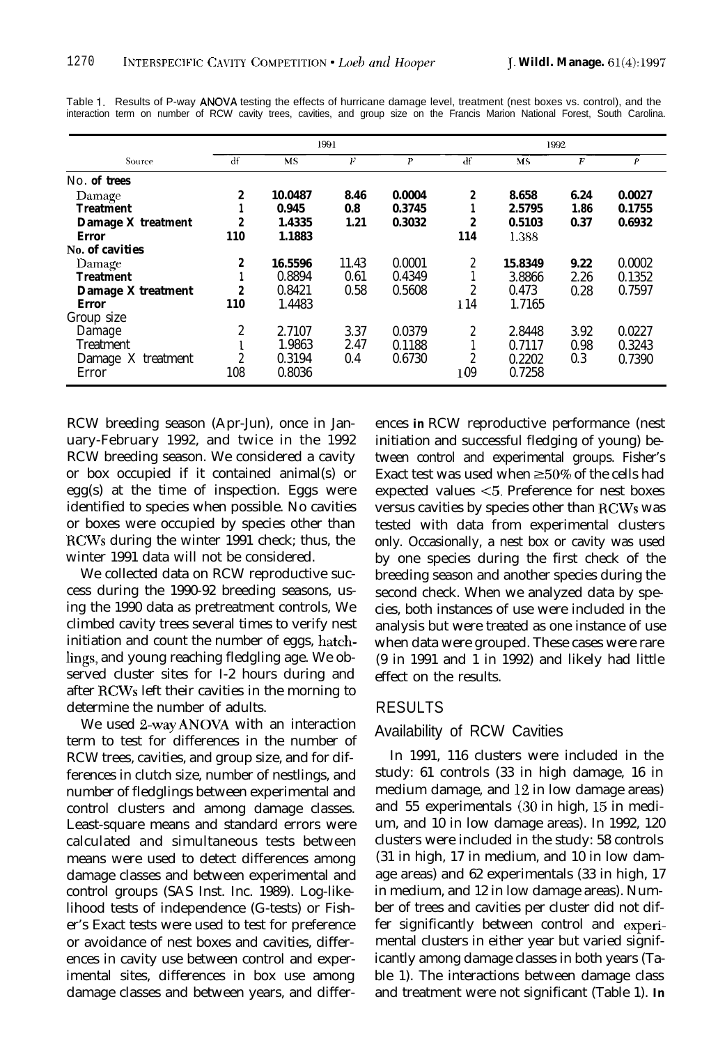Table 1. Results of 2-way ANOVA testing the effects of hurricane damage level, treatment (nest boxes vs. control), and the interaction term on number of RCW cavity trees, cavities, and group size on the Francis Marion National Forest, South Carolina.

| Source | 1991 | | | | 1992 | | | |
|---|---|---|---|---|---|---|---|---|
| | df | MS | $F$ | $P$ | df | MS | $F$ | $P$ |
| **No. of trees** | | | | | | | | |
| Damage | 2 | 10.0487 | 8.46 | 0.0004 | 2 | 8.658 | 6.24 | 0.0027 |
| Treatment | 1 | 0.945 | 0.8 | 0.3745 | 1 | 2.5795 | 1.86 | 0.1755 |
| Damage X treatment | 2 | 1.4335 | 1.21 | 0.3032 | 2 | 0.5103 | 0.37 | 0.6932 |
| Error | 110 | 1.1883 | | | 114 | 1.388 | | |
| **No. of cavities** | | | | | | | | |
| Damage | 2 | 16.5596 | 11.43 | 0.0001 | 2 | 15.8349 | 9.22 | 0.0002 |
| Treatment | 1 | 0.8894 | 0.61 | 0.4349 | 1 | 3.8866 | 2.26 | 0.1352 |
| Damage X treatment | 2 | 0.8421 | 0.58 | 0.5608 | 2 | 0.473 | 0.28 | 0.7597 |
| Error | 110 | 1.4483 | | | 114 | 1.7165 | | |
| **Group size** | | | | | | | | |
| Damage | 2 | 2.7107 | 3.37 | 0.0379 | 2 | 2.8448 | 3.92 | 0.0227 |
| Treatment | 1 | 1.9863 | 2.47 | 0.1188 | 1 | 0.7117 | 0.98 | 0.3243 |
| Damage X treatment | 2 | 0.3194 | 0.4 | 0.6730 | 2 | 0.2202 | 0.3 | 0.7390 |
| Error | 108 | 0.8036 | | | 109 | 0.7258 | | |

RCW breeding season (Apr-Jun), once in January-February 1992, and twice in the 1992 RCW breeding season. We considered a cavity or box occupied if it contained animal(s) or egg(s) at the time of inspection. Eggs were identified to species when possible. No cavities or boxes were occupied by species other than RCWs during the winter 1991 check; thus, the winter 1991 data will not be considered.

We collected data on RCW reproductive success during the 1990-92 breeding seasons, using the 1990 data as pretreatment controls, We climbed cavity trees several times to verify nest initiation and count the number of eggs, hatchlings, and young reaching fledgling age. We observed cluster sites for 1-2 hours during and after RCWs left their cavities in the morning to determine the number of adults.

We used 2-way ANOVA with an interaction term to test for differences in the number of RCW trees, cavities, and group size, and for differences in clutch size, number of nestlings, and number of fledglings between experimental and control clusters and among damage classes. Least-square means and standard errors were calculated and simultaneous tests between means were used to detect differences among damage classes and between experimental and control groups (SAS Inst. Inc. 1989). Log-likelihood tests of independence (G-tests) or Fisher's Exact tests were used to test for preference or avoidance of nest boxes and cavities, differences in cavity use between control and experimental sites, differences in box use among damage classes and between years, and differences in RCW reproductive performance (nest initiation and successful fledging of young) between control and experimental groups. Fisher's Exact test was used when $\geq 50\%$ of the cells had expected values $<5$. Preference for nest boxes versus cavities by species other than RCWs was tested with data from experimental clusters only. Occasionally, a nest box or cavity was used by one species during the first check of the breeding season and another species during the second check. When we analyzed data by species, both instances of use were included in the analysis but were treated as one instance of use when data were grouped. These cases were rare (9 in 1991 and 1 in 1992) and likely had little effect on the results.

## RESULTS

### Availability of RCW Cavities

In 1991, 116 clusters were included in the study: 61 controls (33 in high damage, 16 in medium damage, and 12 in low damage areas) and 55 experimentals (30 in high, 15 in medium, and 10 in low damage areas). In 1992, 120 clusters were included in the study: 58 controls (31 in high, 17 in medium, and 10 in low damage areas) and 62 experimentals (33 in high, 17 in medium, and 12 in low damage areas). Number of trees and cavities per cluster did not differ significantly between control and experimental clusters in either year but varied significantly among damage classes in both years (Table 1). The interactions between damage class and treatment were not significant (Table 1). In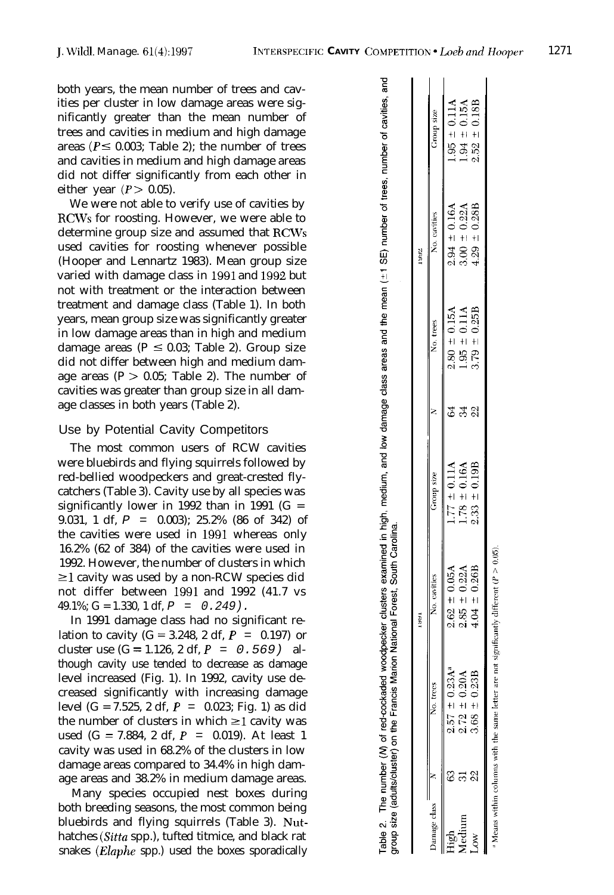both years, the mean number of trees and cavities per cluster in low damage areas were significantly greater than the mean number of trees and cavities in medium and high damage areas ($P \leq 0.003$; Table 2); the number of trees and cavities in medium and high damage areas did not differ significantly from each other in either year ($P > 0.05$).

We were not able to verify use of cavities by RCWs for roosting. However, we were able to determine group size and assumed that RCWs used cavities for roosting whenever possible (Hooper and Lennartz 1983). Mean group size varied with damage class in 1991 and 1992 but not with treatment or the interaction between treatment and damage class (Table 1). In both years, mean group size was significantly greater in low damage areas than in high and medium damage areas ($P \leq 0.03$; Table 2). Group size did not differ between high and medium damage areas ($P > 0.05$; Table 2). The number of cavities was greater than group size in all damage classes in both years (Table 2).

## Use by Potential Cavity Competitors

The most common users of RCW cavities were bluebirds and flying squirrels followed by red-bellied woodpeckers and great-crested flycatchers (Table 3). Cavity use by all species was significantly lower in 1992 than in 1991 ($G = 9.031$, 1 df, $P = 0.003$); 25.2% (86 of 342) of the cavities were used in 1991 whereas only 16.2% (62 of 384) of the cavities were used in 1992. However, the number of clusters in which $\geq 1$ cavity was used by a non-RCW species did not differ between 1991 and 1992 (41.7 vs 49.1%; $G = 1.330$, 1 df, $P = 0.249$).

In 1991 damage class had no significant relation to cavity ($G = 3.248$, 2 df, $P = 0.197$) or cluster use ($G = 1.126$, 2 df, $P = 0.569$) although cavity use tended to decrease as damage level increased (Fig. 1). In 1992, cavity use decreased significantly with increasing damage level ($G = 7.525$, 2 df, $P = 0.023$; Fig. 1) as did the number of clusters in which $\geq 1$ cavity was used ($G = 7.884$, 2 df, $P = 0.019$). At least 1 cavity was used in 68.2% of the clusters in low damage areas compared to 34.4% in high damage areas and 38.2% in medium damage areas.

Many species occupied nest boxes during both breeding seasons, the most common being bluebirds and flying squirrels (Table 3). Nuthatches (*Sitta* spp.), tufted titmice, and black rat snakes (*Elaphe* spp.) used the boxes sporadically

Table 2. The number ($N$) of red-cockaded woodpecker clusters examined in high, medium, and low damage class areas and the mean (±1 SE) number of trees, number of cavities, and group size (adults/cluster) on the Francis Marion National Forest, South Carolina.

| Damage class | 1991 | | | | 1992 | | | |
|---|---|---|---|---|---|---|---|---|
| | $N$ | No. trees | No. cavities | Group size | $N$ | No. trees | No. cavities | Group size |
| High | 63 | 2.57 ± 0.23A[a] | 2.62 ± 0.05A | 1.77 ± 0.11A | 64 | 2.80 ± 0.15A | 2.94 ± 0.16A | 1.95 ± 0.11A |
| Medium | 31 | 2.72 ± 0.20A | 2.85 ± 0.22A | 1.78 ± 0.16A | 34 | 1.95 ± 0.11A | 3.00 ± 0.22A | 1.94 ± 0.15A |
| Low | 22 | 3.68 ± 0.23B | 4.04 ± 0.26B | 2.33 ± 0.19B | 22 | 3.79 ± 0.25B | 4.29 ± 0.28B | 2.52 ± 0.18B |

[a] Means within columns with the same letter are not significantly different ($P > 0.05$).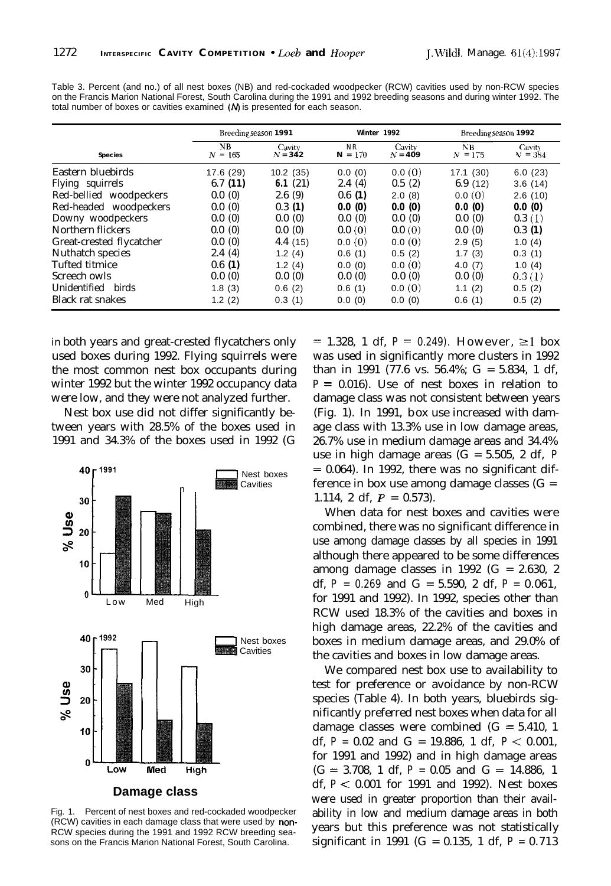Table 3. Percent (and no.) of all nest boxes (NB) and red-cockaded woodpecker (RCW) cavities used by non-RCW species on the Francis Marion National Forest, South Carolina during the 1991 and 1992 breeding seasons and during winter 1992. The total number of boxes or cavities examined ($N$) is presented for each season.

| Species | Breeding season 1991 | | Winter 1992 | | Breeding season 1992 | |
|---|---|---|---|---|---|---|
| | NB $N = 165$ | Cavity $N = 342$ | NB $N = 170$ | Cavity $N = 409$ | NB $N = 175$ | Cavity $N = 384$ |
| Eastern bluebirds | 17.6 (29) | 10.2 (35) | 0.0 (0) | 0.0 (0) | 17.1 (30) | 6.0 (23) |
| Flying squirrels | 6.7 (11) | 6.1 (21) | 2.4 (4) | 0.5 (2) | 6.9 (12) | 3.6 (14) |
| Red-bellied woodpeckers | 0.0 (0) | 2.6 (9) | 0.6 (1) | 2.0 (8) | 0.0 (0) | 2.6 (10) |
| Red-headed woodpeckers | 0.0 (0) | 0.3 (1) | 0.0 (0) | 0.0 (0) | 0.0 (0) | 0.0 (0) |
| Downy woodpeckers | 0.0 (0) | 0.0 (0) | 0.0 (0) | 0.0 (0) | 0.0 (0) | 0.3 (1) |
| Northern flickers | 0.0 (0) | 0.0 (0) | 0.0 (0) | 0.0 (0) | 0.0 (0) | 0.3 (1) |
| Great-crested flycatcher | 0.0 (0) | 4.4 (15) | 0.0 (0) | 0.0 (0) | 2.9 (5) | 1.0 (4) |
| Nuthatch species | 2.4 (4) | 1.2 (4) | 0.6 (1) | 0.5 (2) | 1.7 (3) | 0.3 (1) |
| Tufted titmice | 0.6 (1) | 1.2 (4) | 0.0 (0) | 0.0 (0) | 4.0 (7) | 1.0 (4) |
| Screech owls | 0.0 (0) | 0.0 (0) | 0.0 (0) | 0.0 (0) | 0.0 (0) | 0.3 (1) |
| Unidentified birds | 1.8 (3) | 0.6 (2) | 0.6 (1) | 0.0 (0) | 1.1 (2) | 0.5 (2) |
| Black rat snakes | 1.2 (2) | 0.3 (1) | 0.0 (0) | 0.0 (0) | 0.6 (1) | 0.5 (2) |

in both years and great-crested flycatchers only used boxes during 1992. Flying squirrels were the most common nest box occupants during winter 1992 but the winter 1992 occupancy data were low, and they were not analyzed further.

Nest box use did not differ significantly between years with 28.5% of the boxes used in 1991 and 34.3% of the boxes used in 1992 ($G = 1.328$, 1 df, $P = 0.249$). However, $\geq 1$ box was used in significantly more clusters in 1992 than in 1991 (77.6 vs. 56.4%; $G = 5.834$, 1 df, $P = 0.016$). Use of nest boxes in relation to damage class was not consistent between years (Fig. 1). In 1991, box use increased with damage class with 13.3% use in low damage areas, 26.7% use in medium damage areas and 34.4% use in high damage areas ($G = 5.505$, 2 df, $P = 0.064$). In 1992, there was no significant difference in box use among damage classes ($G = 1.114$, 2 df, $P = 0.573$).

When data for nest boxes and cavities were combined, there was no significant difference in use among damage classes by all species in 1991 although there appeared to be some differences among damage classes in 1992 ($G = 2.630$, 2 df, $P = 0.269$ and $G = 5.590$, 2 df, $P = 0.061$, for 1991 and 1992). In 1992, species other than RCW used 18.3% of the cavities and boxes in high damage areas, 22.2% of the cavities and boxes in medium damage areas, and 29.0% of the cavities and boxes in low damage areas.

We compared nest box use to availability to test for preference or avoidance by non-RCW species (Table 4). In both years, bluebirds significantly preferred nest boxes when data for all damage classes were combined ($G = 5.410$, 1 df, $P = 0.02$ and $G = 19.886$, 1 df, $P < 0.001$, for 1991 and 1992) and in high damage areas ($G = 3.708$, 1 df, $P = 0.05$ and $G = 14.886$, 1 df, $P < 0.001$ for 1991 and 1992). Nest boxes were used in greater proportion than their availability in low and medium damage areas in both years but this preference was not statistically significant in 1991 ($G = 0.135$, 1 df, $P = 0.713$

Fig. 1. Percent of nest boxes and red-cockaded woodpecker (RCW) cavities in each damage class that were used by non-RCW species during the 1991 and 1992 RCW breeding seasons on the Francis Marion National Forest, South Carolina.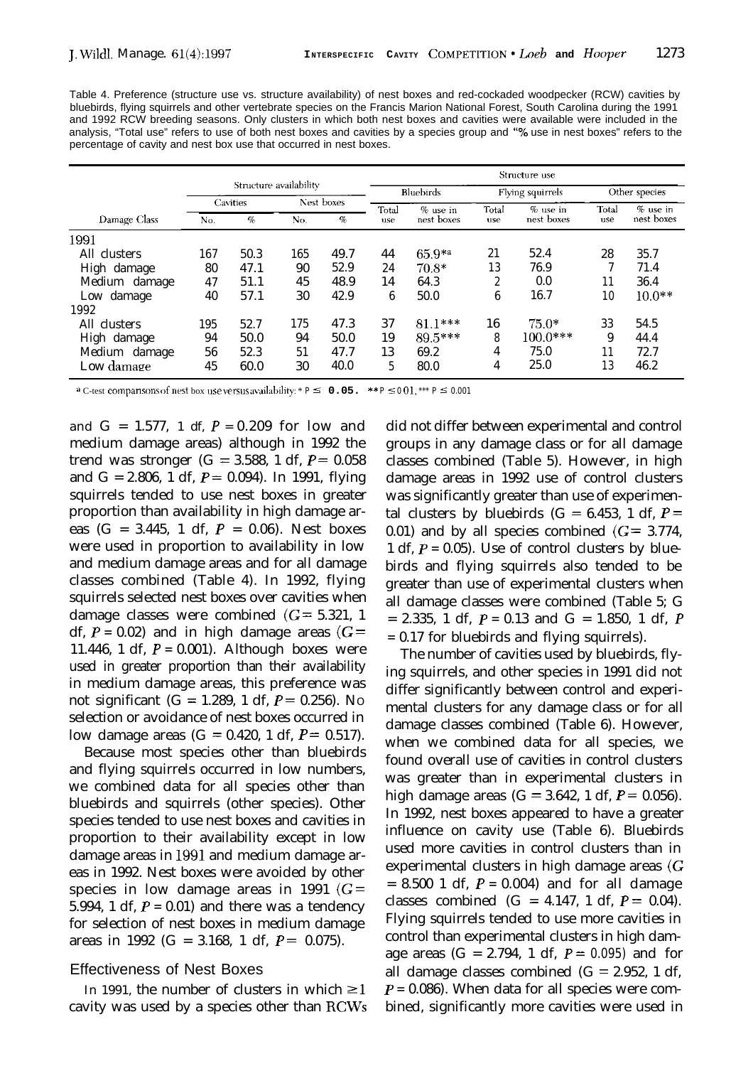Table 4. Preference (structure use vs. structure availability) of nest boxes and red-cockaded woodpecker (RCW) cavities by bluebirds, flying squirrels and other vertebrate species on the Francis Marion National Forest, South Carolina during the 1991 and 1992 RCW breeding seasons. Only clusters in which both nest boxes and cavities were available were included in the analysis, "Total use" refers to use of both nest boxes and cavities by a species group and "% use in nest boxes" refers to the percentage of cavity and nest box use that occurred in nest boxes.

| | Structure availability | | | | Structure use | | | | | |
|---|---|---|---|---|---|---|---|---|---|---|
| | Cavities | | Nest boxes | | Bluebirds | | Flying squirrels | | Other species | |
| Damage Class | No. | % | No. | % | Total use | % use in nest boxes | Total use | % use in nest boxes | Total use | % use in nest boxes |
| 1991 | | | | | | | | | | |
| All clusters | 167 | 50.3 | 165 | 49.7 | 44 | 65.9*[a] | 21 | 52.4 | 28 | 35.7 |
| High damage | 80 | 47.1 | 90 | 52.9 | 24 | 70.8* | 13 | 76.9 | 7 | 71.4 |
| Medium damage | 47 | 51.1 | 45 | 48.9 | 14 | 64.3 | 2 | 0.0 | 11 | 36.4 |
| Low damage | 40 | 57.1 | 30 | 42.9 | 6 | 50.0 | 6 | 16.7 | 10 | 10.0** |
| 1992 | | | | | | | | | | |
| All clusters | 195 | 52.7 | 175 | 47.3 | 37 | 81.1*** | 16 | 75.0* | 33 | 54.5 |
| High damage | 94 | 50.0 | 94 | 50.0 | 19 | 89.5*** | 8 | 100.0*** | 9 | 44.4 |
| Medium damage | 56 | 52.3 | 51 | 47.7 | 13 | 69.2 | 4 | 75.0 | 11 | 72.7 |
| Low damage | 45 | 60.0 | 30 | 40.0 | 5 | 80.0 | 4 | 25.0 | 13 | 46.2 |

[a] G-test comparisons of nest box use versus availability: * $P \leq 0.05$, ** $P \leq 0.01$, *** $P \leq 0.001$

and $G = 1.577$, 1 df, $P = 0.209$ for low and medium damage areas) although in 1992 the trend was stronger ($G = 3.588$, 1 df, $P = 0.058$ and $G = 2.806$, 1 df, $P = 0.094$). In 1991, flying squirrels tended to use nest boxes in greater proportion than availability in high damage areas ($G = 3.445$, 1 df, $P = 0.06$). Nest boxes were used in proportion to availability in low and medium damage areas and for all damage classes combined (Table 4). In 1992, flying squirrels selected nest boxes over cavities when damage classes were combined ($G = 5.321$, 1 df, $P = 0.02$) and in high damage areas ($G = 11.446$, 1 df, $P = 0.001$). Although boxes were used in greater proportion than their availability in medium damage areas, this preference was not significant ($G = 1.289$, 1 df, $P = 0.256$). No selection or avoidance of nest boxes occurred in low damage areas ($G = 0.420$, 1 df, $P = 0.517$).

Because most species other than bluebirds and flying squirrels occurred in low numbers, we combined data for all species other than bluebirds and squirrels (other species). Other species tended to use nest boxes and cavities in proportion to their availability except in low damage areas in 1991 and medium damage areas in 1992. Nest boxes were avoided by other species in low damage areas in 1991 ($G = 5.994$, 1 df, $P = 0.01$) and there was a tendency for selection of nest boxes in medium damage areas in 1992 ($G = 3.168$, 1 df, $P = 0.075$).

## Effectiveness of Nest Boxes

In 1991, the number of clusters in which $\geq 1$ cavity was used by a species other than RCWs did not differ between experimental and control groups in any damage class or for all damage classes combined (Table 5). However, in high damage areas in 1992 use of control clusters was significantly greater than use of experimental clusters by bluebirds ($G = 6.453$, 1 df, $P = 0.01$) and by all species combined ($G = 3.774$, 1 df, $P = 0.05$). Use of control clusters by bluebirds and flying squirrels also tended to be greater than use of experimental clusters when all damage classes were combined (Table 5; $G = 2.335$, 1 df, $P = 0.13$ and $G = 1.850$, 1 df, $P = 0.17$ for bluebirds and flying squirrels).

The number of cavities used by bluebirds, flying squirrels, and other species in 1991 did not differ significantly between control and experimental clusters for any damage class or for all damage classes combined (Table 6). However, when we combined data for all species, we found overall use of cavities in control clusters was greater than in experimental clusters in high damage areas ($G = 3.642$, 1 df, $P = 0.056$). In 1992, nest boxes appeared to have a greater influence on cavity use (Table 6). Bluebirds used more cavities in control clusters than in experimental clusters in high damage areas ($G = 8.500$ 1 df, $P = 0.004$) and for all damage classes combined ($G = 4.147$, 1 df, $P = 0.04$). Flying squirrels tended to use more cavities in control than experimental clusters in high damage areas ($G = 2.794$, 1 df, $P = 0.095$) and for all damage classes combined ($G = 2.952$, 1 df, $P = 0.086$). When data for all species were combined, significantly more cavities were used in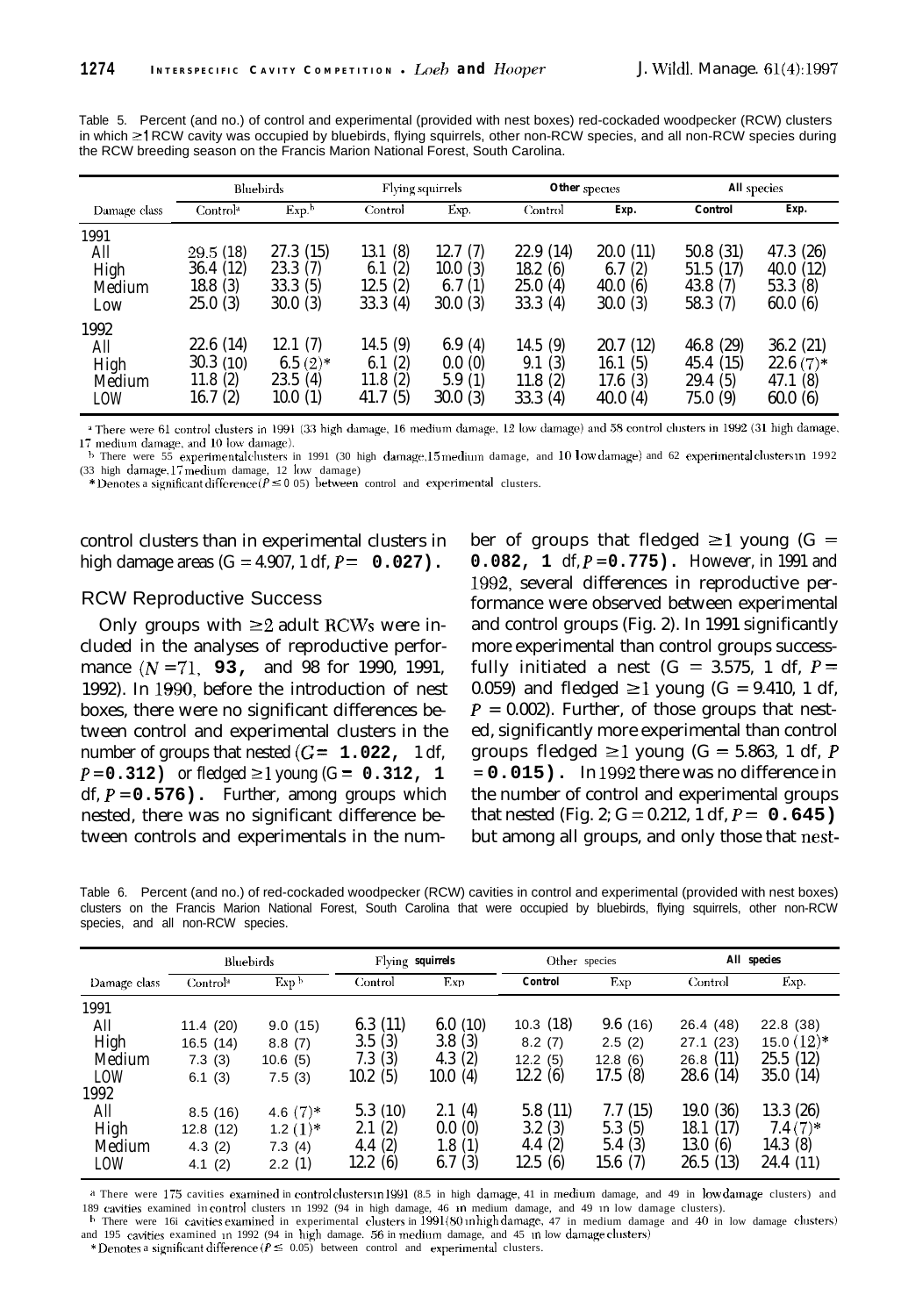Table 5. Percent (and no.) of control and experimental (provided with nest boxes) red-cockaded woodpecker (RCW) clusters in which ≥1 RCW cavity was occupied by bluebirds, flying squirrels, other non-RCW species, and all non-RCW species during the RCW breeding season on the Francis Marion National Forest, South Carolina.

| | Bluebirds | | Flying squirrels | | Other species | | All species | |
|---|---|---|---|---|---|---|---|---|
| Damage class | Control[a] | Exp.[b] | Control | Exp. | Control | Exp. | Control | Exp. |
| 1991 | | | | | | | | |
| All | 29.5 (18) | 27.3 (15) | 13.1 (8) | 12.7 (7) | 22.9 (14) | 20.0 (11) | 50.8 (31) | 47.3 (26) |
| High | 36.4 (12) | 23.3 (7) | 6.1 (2) | 10.0 (3) | 18.2 (6) | 6.7 (2) | 51.5 (17) | 40.0 (12) |
| Medium | 18.8 (3) | 33.3 (5) | 12.5 (2) | 6.7 (1) | 25.0 (4) | 40.0 (6) | 43.8 (7) | 53.3 (8) |
| Low | 25.0 (3) | 30.0 (3) | 33.3 (4) | 30.0 (3) | 33.3 (4) | 30.0 (3) | 58.3 (7) | 60.0 (6) |
| 1992 | | | | | | | | |
| All | 22.6 (14) | 12.1 (7) | 14.5 (9) | 6.9 (4) | 14.5 (9) | 20.7 (12) | 46.8 (29) | 36.2 (21) |
| High | 30.3 (10) | 6.5 (2)* | 6.1 (2) | 0.0 (0) | 9.1 (3) | 16.1 (5) | 45.4 (15) | 22.6 (7)* |
| Medium | 11.8 (2) | 23.5 (4) | 11.8 (2) | 5.9 (1) | 11.8 (2) | 17.6 (3) | 29.4 (5) | 47.1 (8) |
| Low | 16.7 (2) | 10.0 (1) | 41.7 (5) | 30.0 (3) | 33.3 (4) | 40.0 (4) | 75.0 (9) | 60.0 (6) |

[a] There were 61 control clusters in 1991 (33 high damage, 16 medium damage, 12 low damage) and 58 control clusters in 1992 (31 high damage, 17 medium damage, and 10 low damage).
[b] There were 55 experimental clusters in 1991 (30 high damage, 15 medium damage, and 10 low damage) and 62 experimental clusters in 1992 (33 high damage, 17 medium damage, 12 low damage)
* Denotes a significant difference ($P \leq 0.05$) between control and experimental clusters.

control clusters than in experimental clusters in high damage areas ($G = 4.907$, 1 df, $P = 0.027$).

## RCW Reproductive Success

Only groups with ≥2 adult RCWs were included in the analyses of reproductive performance ($N = 71$, 93, and 98 for 1990, 1991, 1992). In 1990, before the introduction of nest boxes, there were no significant differences between control and experimental clusters in the number of groups that nested ($G = 1.022$, 1 df, $P = 0.312$) or fledged ≥1 young ($G = 0.312$, 1 df, $P = 0.576$). Further, among groups which nested, there was no significant difference between controls and experimentals in the number of groups that fledged ≥1 young ($G = 0.082$, 1 df, $P = 0.775$). However, in 1991 and 1992, several differences in reproductive performance were observed between experimental and control groups (Fig. 2). In 1991 significantly more experimental than control groups successfully initiated a nest ($G = 3.575$, 1 df, $P = 0.059$) and fledged ≥1 young ($G = 9.410$, 1 df, $P = 0.002$). Further, of those groups that nested, significantly more experimental than control groups fledged ≥1 young ($G = 5.863$, 1 df, $P = 0.015$). In 1992 there was no difference in the number of control and experimental groups that nested (Fig. 2; $G = 0.212$, 1 df, $P = 0.645$) but among all groups, and only those that nest-

Table 6. Percent (and no.) of red-cockaded woodpecker (RCW) cavities in control and experimental (provided with nest boxes) clusters on the Francis Marion National Forest, South Carolina that were occupied by bluebirds, flying squirrels, other non-RCW species, and all non-RCW species.

| | Bluebirds | | Flying squirrels | | Other species | | All species | |
|---|---|---|---|---|---|---|---|---|
| Damage class | Control[a] | Exp[b] | Control | Exp | Control | Exp | Control | Exp. |
| 1991 | | | | | | | | |
| All | 11.4 (20) | 9.0 (15) | 6.3 (11) | 6.0 (10) | 10.3 (18) | 9.6 (16) | 26.4 (48) | 22.8 (38) |
| High | 16.5 (14) | 8.8 (7) | 3.5 (3) | 3.8 (3) | 8.2 (7) | 2.5 (2) | 27.1 (23) | 15.0 (12)* |
| Medium | 7.3 (3) | 10.6 (5) | 7.3 (3) | 4.3 (2) | 12.2 (5) | 12.8 (6) | 26.8 (11) | 25.5 (12) |
| Low | 6.1 (3) | 7.5 (3) | 10.2 (5) | 10.0 (4) | 12.2 (6) | 17.5 (8) | 28.6 (14) | 35.0 (14) |
| 1992 | | | | | | | | |
| All | 8.5 (16) | 4.6 (7)* | 5.3 (10) | 2.1 (4) | 5.8 (11) | 7.7 (15) | 19.0 (36) | 13.3 (26) |
| High | 12.8 (12) | 1.2 (1)* | 2.1 (2) | 0.0 (0) | 3.2 (3) | 5.3 (5) | 18.1 (17) | 7.4 (7)* |
| Medium | 4.3 (2) | 7.3 (4) | 4.4 (2) | 1.8 (1) | 4.4 (2) | 5.4 (3) | 13.0 (6) | 14.3 (8) |
| Low | 4.1 (2) | 2.2 (1) | 12.2 (6) | 6.7 (3) | 12.5 (6) | 15.6 (7) | 26.5 (13) | 24.4 (11) |

[a] There were 175 cavities examined in control clusters in 1991 (8.5 in high damage, 41 in medium damage, and 49 in low damage clusters) and 189 cavities examined in control clusters in 1992 (94 in high damage, 46 in medium damage, and 49 in low damage clusters).
[b] There were 16i cavities examined in experimental clusters in 1991 (80 in high damage, 47 in medium damage and 40 in low damage clusters) and 195 cavities examined in 1992 (94 in high damage. 56 in medium damage, and 45 in low damage clusters)
* Denotes a significant difference ($P \leq 0.05$) between control and experimental clusters.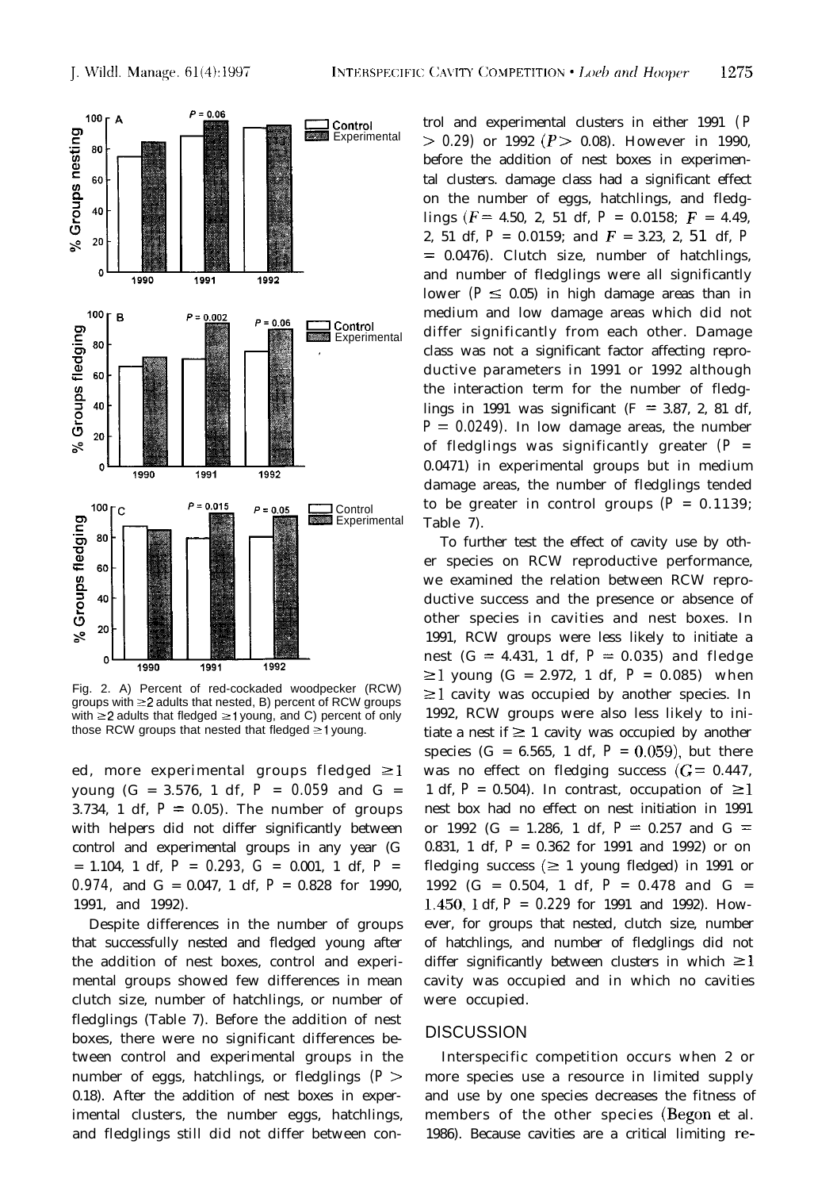Fig. 2. A) Percent of red-cockaded woodpecker (RCW) groups with ≥2 adults that nested, B) percent of RCW groups with ≥2 adults that fledged ≥1 young, and C) percent of only those RCW groups that nested that fledged ≥1 young.

ed, more experimental groups fledged ≥1 young ($G = 3.576$, 1 df, $P = 0.059$ and $G = 3.734$, 1 df, $P = 0.05$). The number of groups with helpers did not differ significantly between control and experimental groups in any year ($G = 1.104$, 1 df, $P = 0.293$, $G = 0.001$, 1 df, $P = 0.974$, and $G = 0.047$, 1 df, $P = 0.828$ for 1990, 1991, and 1992).

Despite differences in the number of groups that successfully nested and fledged young after the addition of nest boxes, control and experimental groups showed few differences in mean clutch size, number of hatchlings, or number of fledglings (Table 7). Before the addition of nest boxes, there were no significant differences between control and experimental groups in the number of eggs, hatchlings, or fledglings ($P > 0.18$). After the addition of nest boxes in experimental clusters, the number eggs, hatchlings, and fledglings still did not differ between control and experimental clusters in either 1991 ($P > 0.29$) or 1992 ($P > 0.08$). However in 1990, before the addition of nest boxes in experimental clusters. damage class had a significant effect on the number of eggs, hatchlings, and fledglings ($F = 4.50$, 2, 51 df, $P = 0.0158$; $F = 4.49$, 2, 51 df, $P = 0.0159$; and $F = 3.23$, 2, 51 df, $P = 0.0476$). Clutch size, number of hatchlings, and number of fledglings were all significantly lower ($P \leq 0.05$) in high damage areas than in medium and low damage areas which did not differ significantly from each other. Damage class was not a significant factor affecting reproductive parameters in 1991 or 1992 although the interaction term for the number of fledglings in 1991 was significant ($F = 3.87$, 2, 81 df, $P = 0.0249$). In low damage areas, the number of fledglings was significantly greater ($P = 0.0471$) in experimental groups but in medium damage areas, the number of fledglings tended to be greater in control groups ($P = 0.1139$; Table 7).

To further test the effect of cavity use by other species on RCW reproductive performance, we examined the relation between RCW reproductive success and the presence or absence of other species in cavities and nest boxes. In 1991, RCW groups were less likely to initiate a nest ($G = 4.431$, 1 df, $P = 0.035$) and fledge ≥1 young ($G = 2.972$, 1 df, $P = 0.085$) when ≥1 cavity was occupied by another species. In 1992, RCW groups were also less likely to initiate a nest if ≥ 1 cavity was occupied by another species ($G = 6.565$, 1 df, $P = 0.059$), but there was no effect on fledging success ($G = 0.447$, 1 df, $P = 0.504$). In contrast, occupation of ≥1 nest box had no effect on nest initiation in 1991 or 1992 ($G = 1.286$, 1 df, $P = 0.257$ and $G = 0.831$, 1 df, $P = 0.362$ for 1991 and 1992) or on fledging success (≥ 1 young fledged) in 1991 or 1992 ($G = 0.504$, 1 df, $P = 0.478$ and $G = 1.450$, 1 df, $P = 0.229$ for 1991 and 1992). However, for groups that nested, clutch size, number of hatchlings, and number of fledglings did not differ significantly between clusters in which ≥1 cavity was occupied and in which no cavities were occupied.

## DISCUSSION

Interspecific competition occurs when 2 or more species use a resource in limited supply and use by one species decreases the fitness of members of the other species (Begon et al. 1986). Because cavities are a critical limiting re-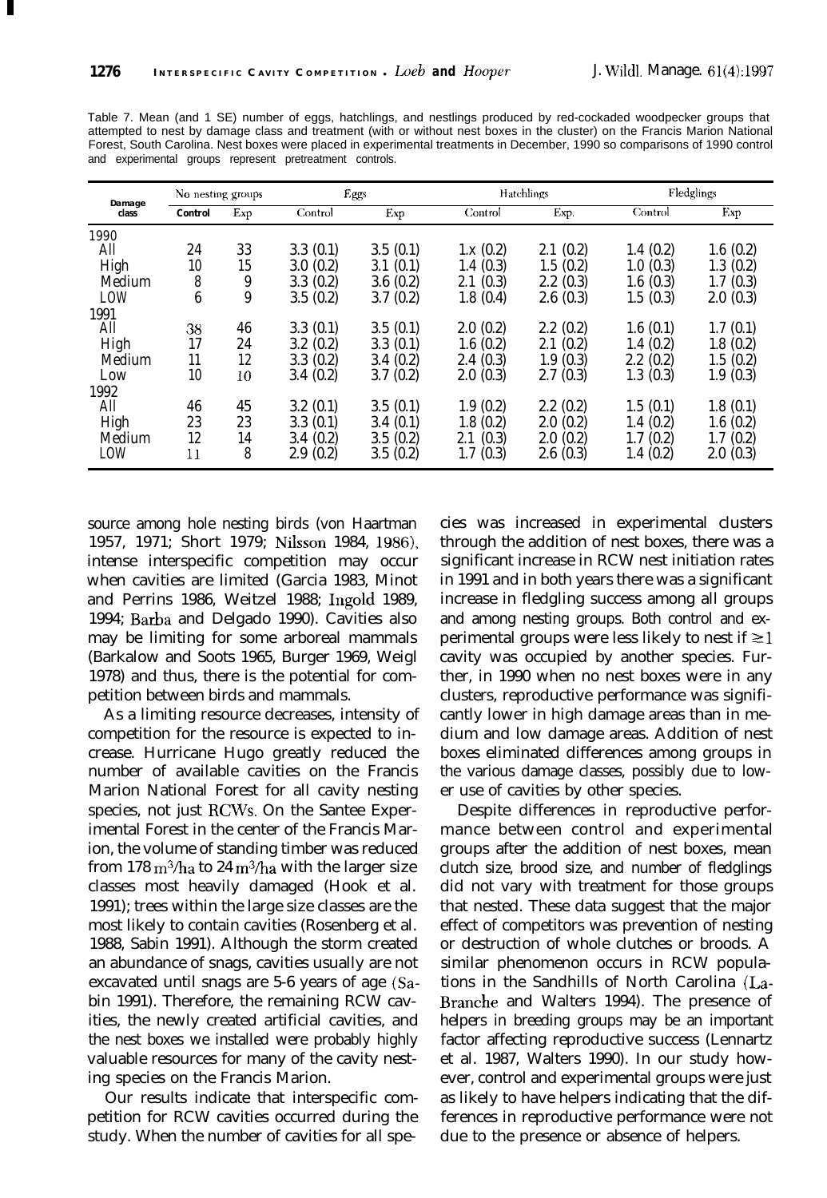Table 7. Mean (and 1 SE) number of eggs, hatchlings, and nestlings produced by red-cockaded woodpecker groups that attempted to nest by damage class and treatment (with or without nest boxes in the cluster) on the Francis Marion National Forest, South Carolina. Nest boxes were placed in experimental treatments in December, 1990 so comparisons of 1990 control and experimental groups represent pretreatment controls.

| Damage class | No nesting groups | | Eggs | | Hatchlings | | Fledglings | |
|---|---|---|---|---|---|---|---|---|
| | Control | Exp | Control | Exp | Control | Exp. | Control | Exp |
| 1990 | | | | | | | | |
| All | 24 | 33 | 3.3 (0.1) | 3.5 (0.1) | 1.x (0.2) | 2.1 (0.2) | 1.4 (0.2) | 1.6 (0.2) |
| High | 10 | 15 | 3.0 (0.2) | 3.1 (0.1) | 1.4 (0.3) | 1.5 (0.2) | 1.0 (0.3) | 1.3 (0.2) |
| Medium | 8 | 9 | 3.3 (0.2) | 3.6 (0.2) | 2.1 (0.3) | 2.2 (0.3) | 1.6 (0.3) | 1.7 (0.3) |
| LOW | 6 | 9 | 3.5 (0.2) | 3.7 (0.2) | 1.8 (0.4) | 2.6 (0.3) | 1.5 (0.3) | 2.0 (0.3) |
| 1991 | | | | | | | | |
| All | 38 | 46 | 3.3 (0.1) | 3.5 (0.1) | 2.0 (0.2) | 2.2 (0.2) | 1.6 (0.1) | 1.7 (0.1) |
| High | 17 | 24 | 3.2 (0.2) | 3.3 (0.1) | 1.6 (0.2) | 2.1 (0.2) | 1.4 (0.2) | 1.8 (0.2) |
| Medium | 11 | 12 | 3.3 (0.2) | 3.4 (0.2) | 2.4 (0.3) | 1.9 (0.3) | 2.2 (0.2) | 1.5 (0.2) |
| Low | 10 | 10 | 3.4 (0.2) | 3.7 (0.2) | 2.0 (0.3) | 2.7 (0.3) | 1.3 (0.3) | 1.9 (0.3) |
| 1992 | | | | | | | | |
| All | 46 | 45 | 3.2 (0.1) | 3.5 (0.1) | 1.9 (0.2) | 2.2 (0.2) | 1.5 (0.1) | 1.8 (0.1) |
| High | 23 | 23 | 3.3 (0.1) | 3.4 (0.1) | 1.8 (0.2) | 2.0 (0.2) | 1.4 (0.2) | 1.6 (0.2) |
| Medium | 12 | 14 | 3.4 (0.2) | 3.5 (0.2) | 2.1 (0.3) | 2.0 (0.2) | 1.7 (0.2) | 1.7 (0.2) |
| LOW | 11 | 8 | 2.9 (0.2) | 3.5 (0.2) | 1.7 (0.3) | 2.6 (0.3) | 1.4 (0.2) | 2.0 (0.3) |

source among hole nesting birds (von Haartman 1957, 1971; Short 1979; Nilsson 1984, 1986), intense interspecific competition may occur when cavities are limited (Garcia 1983, Minot and Perrins 1986, Weitzel 1988; Ingold 1989, 1994; Barba and Delgado 1990). Cavities also may be limiting for some arboreal mammals (Barkalow and Soots 1965, Burger 1969, Weigl 1978) and thus, there is the potential for competition between birds and mammals.

As a limiting resource decreases, intensity of competition for the resource is expected to increase. Hurricane Hugo greatly reduced the number of available cavities on the Francis Marion National Forest for all cavity nesting species, not just RCWs. On the Santee Experimental Forest in the center of the Francis Marion, the volume of standing timber was reduced from 178 $m^3$/ha to 24 $m^3$/ha with the larger size classes most heavily damaged (Hook et al. 1991); trees within the large size classes are the most likely to contain cavities (Rosenberg et al. 1988, Sabin 1991). Although the storm created an abundance of snags, cavities usually are not excavated until snags are 5-6 years of age (Sabin 1991). Therefore, the remaining RCW cavities, the newly created artificial cavities, and the nest boxes we installed were probably highly valuable resources for many of the cavity nesting species on the Francis Marion.

Our results indicate that interspecific competition for RCW cavities occurred during the study. When the number of cavities for all species was increased in experimental clusters through the addition of nest boxes, there was a significant increase in RCW nest initiation rates in 1991 and in both years there was a significant increase in fledgling success among all groups and among nesting groups. Both control and experimental groups were less likely to nest if $\geq 1$ cavity was occupied by another species. Further, in 1990 when no nest boxes were in any clusters, reproductive performance was significantly lower in high damage areas than in medium and low damage areas. Addition of nest boxes eliminated differences among groups in the various damage classes, possibly due to lower use of cavities by other species.

Despite differences in reproductive performance between control and experimental groups after the addition of nest boxes, mean clutch size, brood size, and number of fledglings did not vary with treatment for those groups that nested. These data suggest that the major effect of competitors was prevention of nesting or destruction of whole clutches or broods. A similar phenomenon occurs in RCW populations in the Sandhills of North Carolina (LaBranche and Walters 1994). The presence of helpers in breeding groups may be an important factor affecting reproductive success (Lennartz et al. 1987, Walters 1990). In our study however, control and experimental groups were just as likely to have helpers indicating that the differences in reproductive performance were not due to the presence or absence of helpers.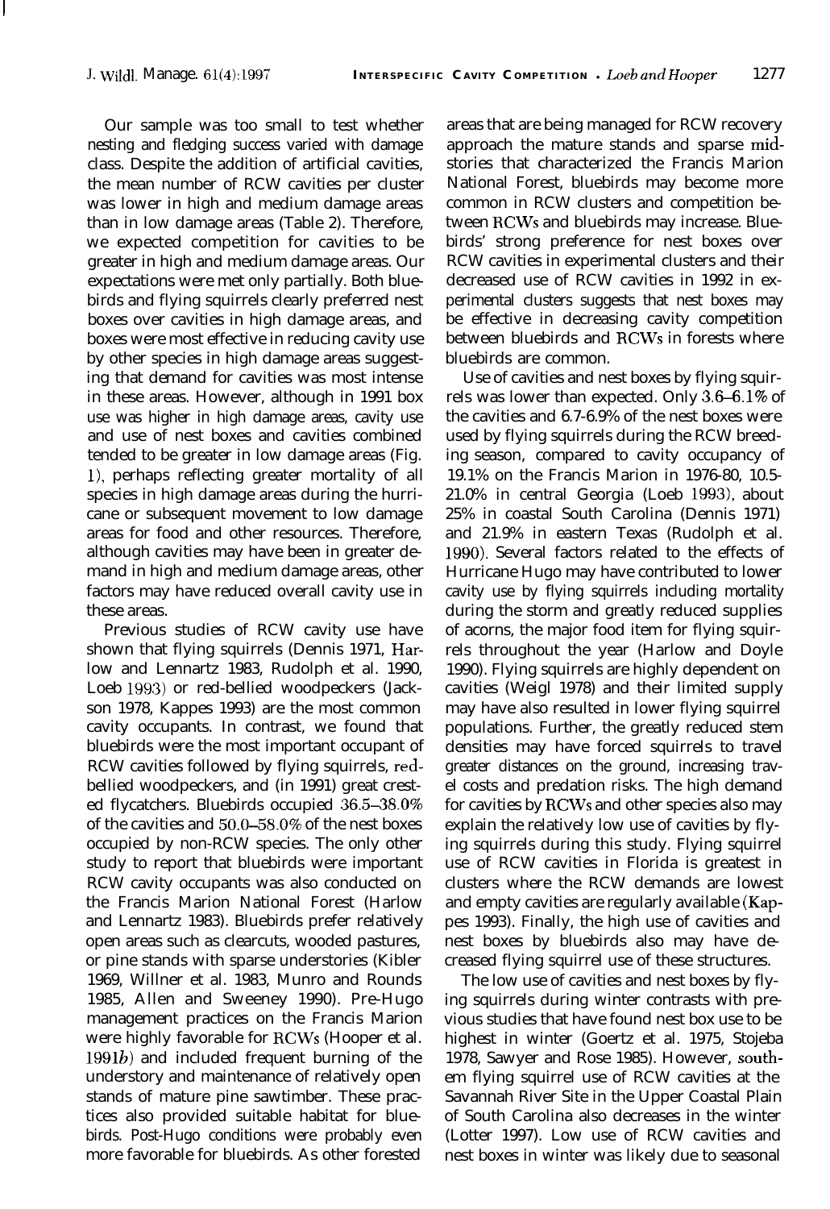Our sample was too small to test whether nesting and fledging success varied with damage class. Despite the addition of artificial cavities, the mean number of RCW cavities per cluster was lower in high and medium damage areas than in low damage areas (Table 2). Therefore, we expected competition for cavities to be greater in high and medium damage areas. Our expectations were met only partially. Both bluebirds and flying squirrels clearly preferred nest boxes over cavities in high damage areas, and boxes were most effective in reducing cavity use by other species in high damage areas suggesting that demand for cavities was most intense in these areas. However, although in 1991 box use was higher in high damage areas, cavity use and use of nest boxes and cavities combined tended to be greater in low damage areas (Fig. 1), perhaps reflecting greater mortality of all species in high damage areas during the hurricane or subsequent movement to low damage areas for food and other resources. Therefore, although cavities may have been in greater demand in high and medium damage areas, other factors may have reduced overall cavity use in these areas.

Previous studies of RCW cavity use have shown that flying squirrels (Dennis 1971, Harlow and Lennartz 1983, Rudolph et al. 1990, Loeb 1993) or red-bellied woodpeckers (Jackson 1978, Kappes 1993) are the most common cavity occupants. In contrast, we found that bluebirds were the most important occupant of RCW cavities followed by flying squirrels, red-bellied woodpeckers, and (in 1991) great crested flycatchers. Bluebirds occupied 36.5–38.0% of the cavities and 50.0–58.0% of the nest boxes occupied by non-RCW species. The only other study to report that bluebirds were important RCW cavity occupants was also conducted on the Francis Marion National Forest (Harlow and Lennartz 1983). Bluebirds prefer relatively open areas such as clearcuts, wooded pastures, or pine stands with sparse understories (Kibler 1969, Willner et al. 1983, Munro and Rounds 1985, Allen and Sweeney 1990). Pre-Hugo management practices on the Francis Marion were highly favorable for RCWs (Hooper et al. 1991*b*) and included frequent burning of the understory and maintenance of relatively open stands of mature pine sawtimber. These practices also provided suitable habitat for bluebirds. Post-Hugo conditions were probably even more favorable for bluebirds. As other forested areas that are being managed for RCW recovery approach the mature stands and sparse midstories that characterized the Francis Marion National Forest, bluebirds may become more common in RCW clusters and competition between RCWs and bluebirds may increase. Bluebirds' strong preference for nest boxes over RCW cavities in experimental clusters and their decreased use of RCW cavities in 1992 in experimental clusters suggests that nest boxes may be effective in decreasing cavity competition between bluebirds and RCWs in forests where bluebirds are common.

Use of cavities and nest boxes by flying squirrels was lower than expected. Only 3.6–6.1% of the cavities and 6.7-6.9% of the nest boxes were used by flying squirrels during the RCW breeding season, compared to cavity occupancy of 19.1% on the Francis Marion in 1976-80, 10.5-21.0% in central Georgia (Loeb 1993), about 25% in coastal South Carolina (Dennis 1971) and 21.9% in eastern Texas (Rudolph et al. 1990). Several factors related to the effects of Hurricane Hugo may have contributed to lower cavity use by flying squirrels including mortality during the storm and greatly reduced supplies of acorns, the major food item for flying squirrels throughout the year (Harlow and Doyle 1990). Flying squirrels are highly dependent on cavities (Weigl 1978) and their limited supply may have also resulted in lower flying squirrel populations. Further, the greatly reduced stem densities may have forced squirrels to travel greater distances on the ground, increasing travel costs and predation risks. The high demand for cavities by RCWs and other species also may explain the relatively low use of cavities by flying squirrels during this study. Flying squirrel use of RCW cavities in Florida is greatest in clusters where the RCW demands are lowest and empty cavities are regularly available (Kappes 1993). Finally, the high use of cavities and nest boxes by bluebirds also may have decreased flying squirrel use of these structures.

The low use of cavities and nest boxes by flying squirrels during winter contrasts with previous studies that have found nest box use to be highest in winter (Goertz et al. 1975, Stojeba 1978, Sawyer and Rose 1985). However, southern flying squirrel use of RCW cavities at the Savannah River Site in the Upper Coastal Plain of South Carolina also decreases in the winter (Lotter 1997). Low use of RCW cavities and nest boxes in winter was likely due to seasonal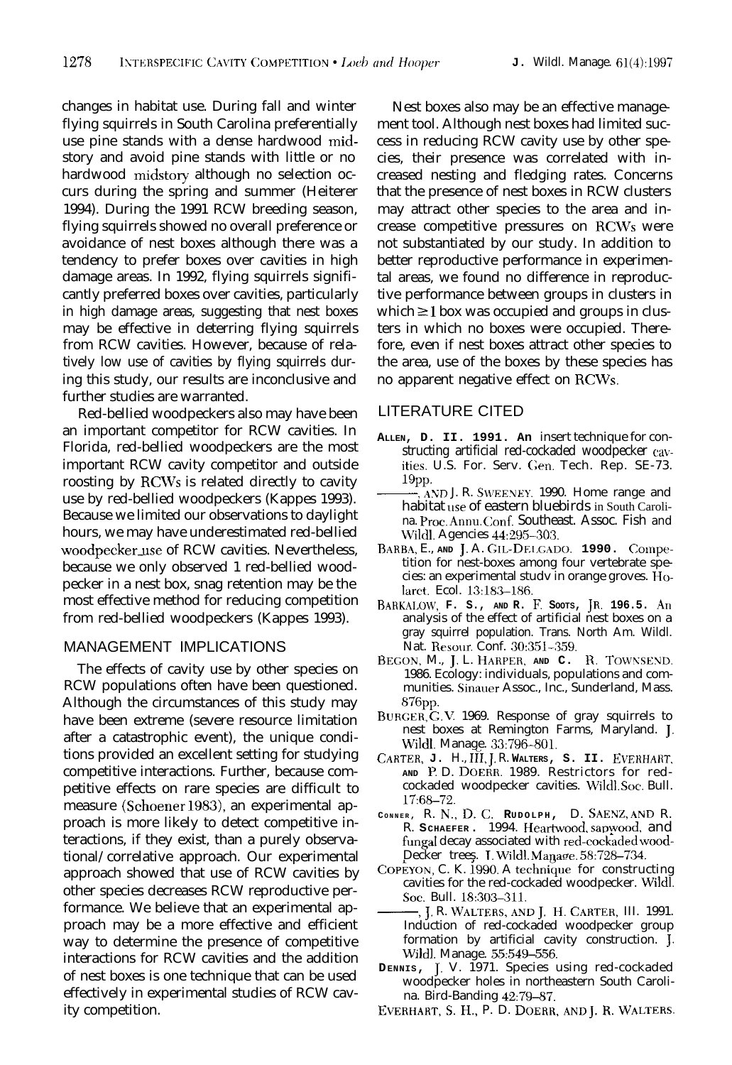changes in habitat use. During fall and winter flying squirrels in South Carolina preferentially use pine stands with a dense hardwood midstory and avoid pine stands with little or no hardwood midstory although no selection occurs during the spring and summer (Heiterer 1994). During the 1991 RCW breeding season, flying squirrels showed no overall preference or avoidance of nest boxes although there was a tendency to prefer boxes over cavities in high damage areas. In 1992, flying squirrels significantly preferred boxes over cavities, particularly in high damage areas, suggesting that nest boxes may be effective in deterring flying squirrels from RCW cavities. However, because of relatively low use of cavities by flying squirrels during this study, our results are inconclusive and further studies are warranted.

Red-bellied woodpeckers also may have been an important competitor for RCW cavities. In Florida, red-bellied woodpeckers are the most important RCW cavity competitor and outside roosting by RCWs is related directly to cavity use by red-bellied woodpeckers (Kappes 1993). Because we limited our observations to daylight hours, we may have underestimated red-bellied woodpecker use of RCW cavities. Nevertheless, because we only observed 1 red-bellied woodpecker in a nest box, snag retention may be the most effective method for reducing competition from red-bellied woodpeckers (Kappes 1993).

## MANAGEMENT IMPLICATIONS

The effects of cavity use by other species on RCW populations often have been questioned. Although the circumstances of this study may have been extreme (severe resource limitation after a catastrophic event), the unique conditions provided an excellent setting for studying competitive interactions. Further, because competitive effects on rare species are difficult to measure (Schoener 1983), an experimental approach is more likely to detect competitive interactions, if they exist, than a purely observational/correlative approach. Our experimental approach showed that use of RCW cavities by other species decreases RCW reproductive performance. We believe that an experimental approach may be a more effective and efficient way to determine the presence of competitive interactions for RCW cavities and the addition of nest boxes is one technique that can be used effectively in experimental studies of RCW cavity competition.

Nest boxes also may be an effective management tool. Although nest boxes had limited success in reducing RCW cavity use by other species, their presence was correlated with increased nesting and fledging rates. Concerns that the presence of nest boxes in RCW clusters may attract other species to the area and increase competitive pressures on RCWs were not substantiated by our study. In addition to better reproductive performance in experimental areas, we found no difference in reproductive performance between groups in clusters in which $\geq 1$ box was occupied and groups in clusters in which no boxes were occupied. Therefore, even if nest boxes attract other species to the area, use of the boxes by these species has no apparent negative effect on RCWs.

## LITERATURE CITED

ALLEN, D. H. 1991. An insert technique for constructing artificial red-cockaded woodpecker cavities. U.S. For. Serv. Gen. Tech. Rep. SE-73. 19pp.

———, AND J. R. SWEENEY. 1990. Home range and habitat use of eastern bluebirds in South Carolina. Proc. Annu. Conf. Southeast. Assoc. Fish and Wildl. Agencies 44:295–303.

BARBA, E., AND J. A. GIL-DELGADO. 1990. Competition for nest-boxes among four vertebrate species: an experimental study in orange groves. Holarct. Ecol. 13:183–186.

BARKALOW, F. S., AND R. F. SOOTS, JR. 1965. An analysis of the effect of artificial nest boxes on a gray squirrel population. Trans. North Am. Wildl. Nat. Resour. Conf. 30:351–359.

BEGON, M., J. L. HARPER, AND C. R. TOWNSEND. 1986. Ecology: individuals, populations and communities. Sinauer Assoc., Inc., Sunderland, Mass. 876pp.

BURGER, G. V. 1969. Response of gray squirrels to nest boxes at Remington Farms, Maryland. J. Wildl. Manage. 33:796–801.

CARTER, J. H., III, J. R. WALTERS, S. H. EVERHART, AND P. D. DOERR. 1989. Restrictors for red-cockaded woodpecker cavities. Wildl. Soc. Bull. 17:68–72.

CONNER, R. N., D. C. RUDOLPH, D. SAENZ, AND R. R. SCHAEFER. 1994. Heartwood, sapwood, and fungal decay associated with red-cockaded woodpecker trees. J. Wildl. Manage. 58:728–734.

COPEYON, C. K. 1990. A technique for constructing cavities for the red-cockaded woodpecker. Wildl. Soc. Bull. 18:303–311.

———, J. R. WALTERS, AND J. H. CARTER, III. 1991. Induction of red-cockaded woodpecker group formation by artificial cavity construction. J. Wildl. Manage. 55:549–556.

DENNIS, J. V. 1971. Species using red-cockaded woodpecker holes in northeastern South Carolina. Bird-Banding 42:79–87.

EVERHART, S. H., P. D. DOERR, AND J. R. WALTERS.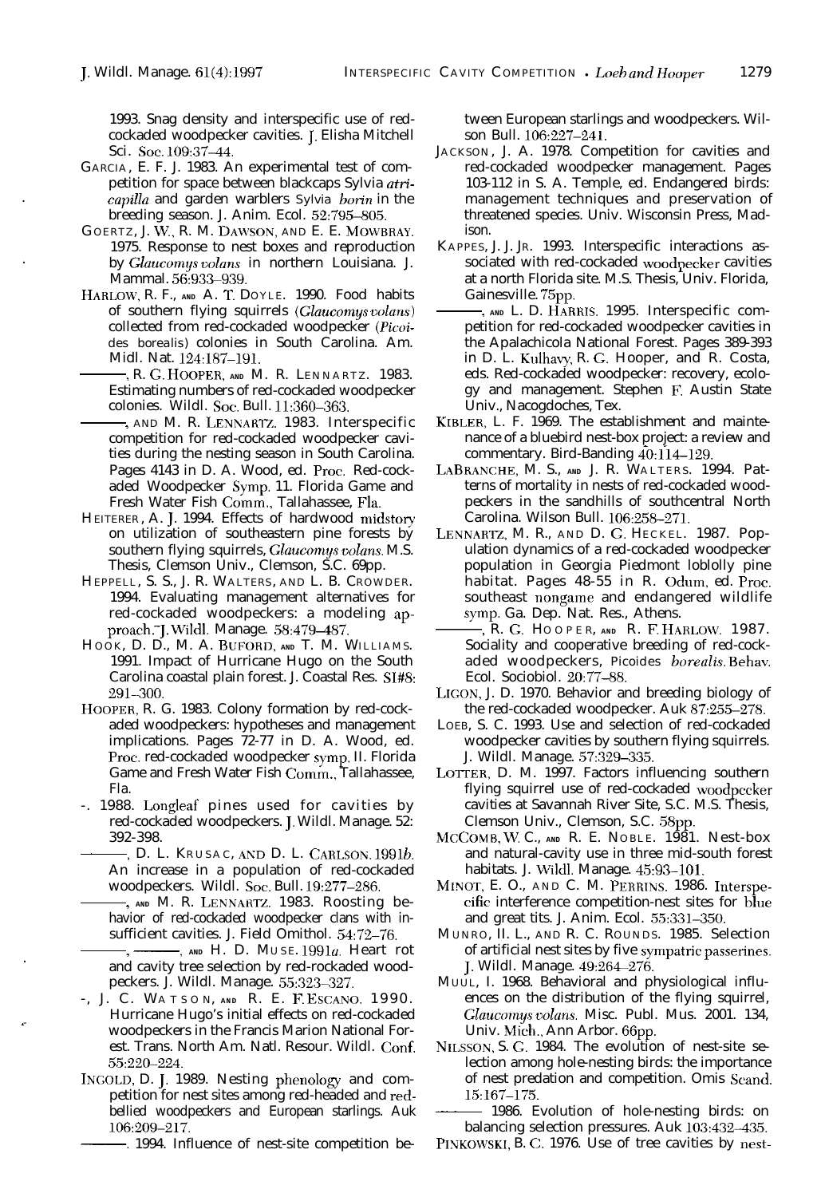1993. Snag density and interspecific use of red-cockaded woodpecker cavities. J. Elisha Mitchell Sci. Soc. 109:37–44.

GARCIA, E. F. J. 1983. An experimental test of competition for space between blackcaps Sylvia *atricapilla* and garden warblers Sylvia *borin* in the breeding season. J. Anim. Ecol. 52:795–805.

GOERTZ, J. W., R. M. DAWSON, AND E. E. MOWBRAY. 1975. Response to nest boxes and reproduction by *Glaucomys volans* in northern Louisiana. J. Mammal. 56:933–939.

HARLOW, R. F., AND A. T. DOYLE. 1990. Food habits of southern flying squirrels (*Glaucomys volans*) collected from red-cockaded woodpecker (*Picoides borealis*) colonies in South Carolina. Am. Midl. Nat. 124:187–191.

———, R. G. HOOPER, AND M. R. LENNARTZ. 1983. Estimating numbers of red-cockaded woodpecker colonies. Wildl. Soc. Bull. 11:360–363.

———, AND M. R. LENNARTZ. 1983. Interspecific competition for red-cockaded woodpecker cavities during the nesting season in South Carolina. Pages 4143 in D. A. Wood, ed. Proc. Red-cockaded Woodpecker Symp. 11. Florida Game and Fresh Water Fish Comm., Tallahassee, Fla.

HEITERER, A. J. 1994. Effects of hardwood midstory on utilization of southeastern pine forests by southern flying squirrels, *Glaucomys volans*. M.S. Thesis, Clemson Univ., Clemson, S.C. 69pp.

HEPPELL, S. S., J. R. WALTERS, AND L. B. CROWDER. 1994. Evaluating management alternatives for red-cockaded woodpeckers: a modeling approach. J. Wildl. Manage. 58:479–487.

HOOK, D. D., M. A. BUFORD, AND T. M. WILLIAMS. 1991. Impact of Hurricane Hugo on the South Carolina coastal plain forest. J. Coastal Res. SI#8: 291–300.

HOOPER, R. G. 1983. Colony formation by red-cockaded woodpeckers: hypotheses and management implications. Pages 72-77 in D. A. Wood, ed. Proc. red-cockaded woodpecker symp. II. Florida Game and Fresh Water Fish Comm., Tallahassee, Fla.

-. 1988. Longleaf pines used for cavities by red-cockaded woodpeckers. J. Wildl. Manage. 52: 392-398.

———, D. L. KRUSAC, AND D. L. CARLSON. 1991*b*. An increase in a population of red-cockaded woodpeckers. Wildl. Soc. Bull. 19:277–286.

———, AND M. R. LENNARTZ. 1983. Roosting behavior of red-cockaded woodpecker clans with insufficient cavities. J. Field Ornithol. 54:72–76.

———, ———, AND H. D. MUSE. 1991*a*. Heart rot and cavity tree selection by red-cockaded woodpeckers. J. Wildl. Manage. 55:323–327.

-, J. C. WATSON, AND R. E. F. ESCANO. 1990. Hurricane Hugo's initial effects on red-cockaded woodpeckers in the Francis Marion National Forest. Trans. North Am. Natl. Resour. Wildl. Conf. 55:220–224.

INGOLD, D. J. 1989. Nesting phenology and competition for nest sites among red-headed and red-bellied woodpeckers and European starlings. Auk 106:209–217.

———. 1994. Influence of nest-site competition between European starlings and woodpeckers. Wilson Bull. 106:227–241.

JACKSON, J. A. 1978. Competition for cavities and red-cockaded woodpecker management. Pages 103-112 in S. A. Temple, ed. Endangered birds: management techniques and preservation of threatened species. Univ. Wisconsin Press, Madison.

KAPPES, J. J. JR. 1993. Interspecific interactions associated with red-cockaded woodpecker cavities at a north Florida site. M.S. Thesis, Univ. Florida, Gainesville. 75pp.

———, AND L. D. HARRIS. 1995. Interspecific competition for red-cockaded woodpecker cavities in the Apalachicola National Forest. Pages 389-393 in D. L. Kulhavy, R. G. Hooper, and R. Costa, eds. Red-cockaded woodpecker: recovery, ecology and management. Stephen F. Austin State Univ., Nacogdoches, Tex.

KIBLER, L. F. 1969. The establishment and maintenance of a bluebird nest-box project: a review and commentary. Bird-Banding 40:114–129.

LABRANCHE, M. S., AND J. R. WALTERS. 1994. Patterns of mortality in nests of red-cockaded woodpeckers in the sandhills of southcentral North Carolina. Wilson Bull. 106:258–271.

LENNARTZ, M. R., AND D. G. HECKEL. 1987. Population dynamics of a red-cockaded woodpecker population in Georgia Piedmont loblolly pine habitat. Pages 48-55 in R. Odum, ed. Proc. southeast nongame and endangered wildlife symp. Ga. Dep. Nat. Res., Athens.

———, R. G. HOOPER, AND R. F. HARLOW. 1987. Sociality and cooperative breeding of red-cockaded woodpeckers, Picoides *borealis*. Behav. Ecol. Sociobiol. 20:77–88.

LIGON, J. D. 1970. Behavior and breeding biology of the red-cockaded woodpecker. Auk 87:255–278.

LOEB, S. C. 1993. Use and selection of red-cockaded woodpecker cavities by southern flying squirrels. J. Wildl. Manage. 57:329–335.

LOTTER, D. M. 1997. Factors influencing southern flying squirrel use of red-cockaded woodpecker cavities at Savannah River Site, S.C. M.S. Thesis, Clemson Univ., Clemson, S.C. 58pp.

MCCOMB, W. C., AND R. E. NOBLE. 1981. Nest-box and natural-cavity use in three mid-south forest habitats. J. Wildl. Manage. 45:93–101.

MINOT, E. O., AND C. M. PERRINS. 1986. Interspecific interference competition-nest sites for blue and great tits. J. Anim. Ecol. 55:331–350.

MUNRO, H. L., AND R. C. ROUNDS. 1985. Selection of artificial nest sites by five sympatric passerines. J. Wildl. Manage. 49:264–276.

MUUL, I. 1968. Behavioral and physiological influences on the distribution of the flying squirrel, *Glaucomys volans*. Misc. Publ. Mus. 2001. 134, Univ. Mich., Ann Arbor. 66pp.

NILSSON, S. G. 1984. The evolution of nest-site selection among hole-nesting birds: the importance of nest predation and competition. Ornis Scand. 15:167–175.

——— 1986. Evolution of hole-nesting birds: on balancing selection pressures. Auk 103:432–435.

PINKOWSKI, B. C. 1976. Use of tree cavities by nest-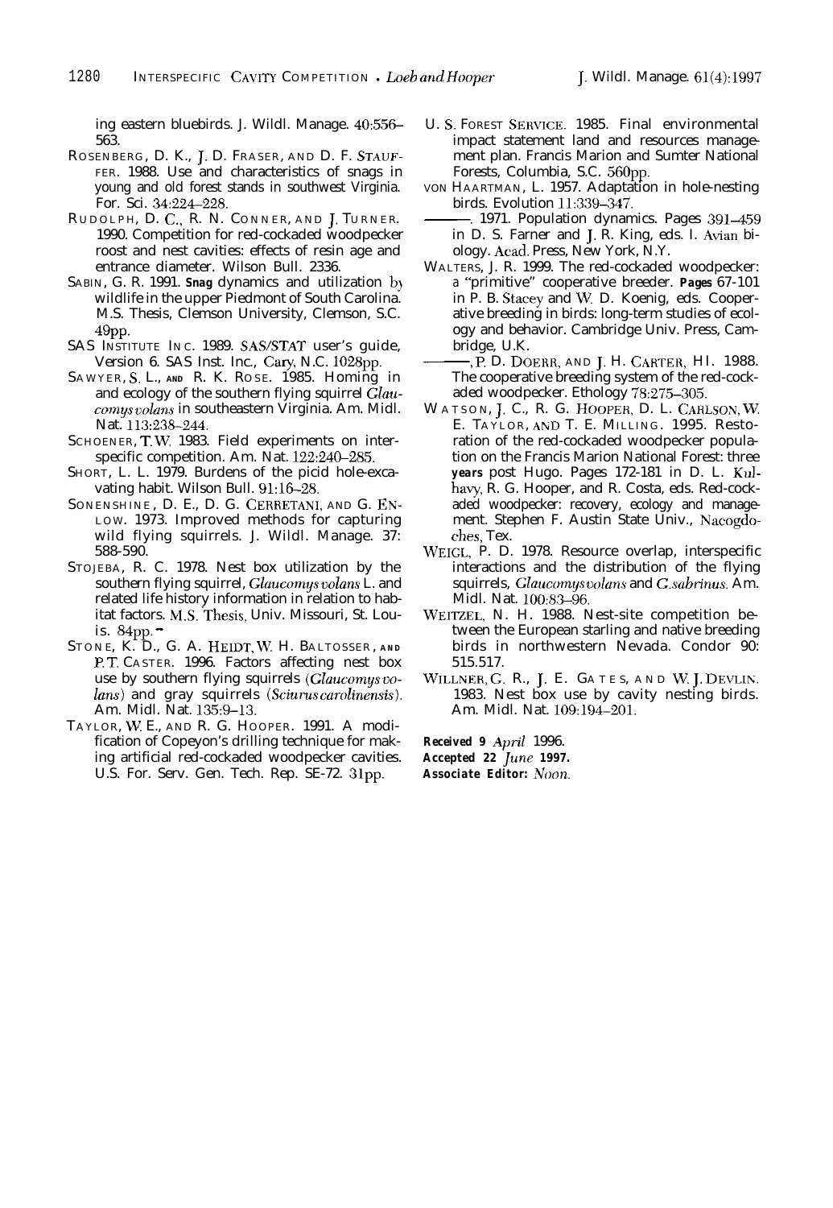ing eastern bluebirds. J. Wildl. Manage. 40:556–563.

ROSENBERG, D. K., J. D. FRASER, AND D. F. STAUFFER. 1988. Use and characteristics of snags in young and old forest stands in southwest Virginia. For. Sci. 34:224–228.

RUDOLPH, D. C., R. N. CONNER, AND J. TURNER. 1990. Competition for red-cockaded woodpecker roost and nest cavities: effects of resin age and entrance diameter. Wilson Bull. 2336.

SABIN, G. R. 1991. Snag dynamics and utilization by wildlife in the upper Piedmont of South Carolina. M.S. Thesis, Clemson University, Clemson, S.C. 49pp.

SAS INSTITUTE INC. 1989. SAS/STAT user's guide, Version 6. SAS Inst. Inc., Cary, N.C. 1028pp.

SAWYER, S. L., AND R. K. ROSE. 1985. Homing in and ecology of the southern flying squirrel *Glaucomys volans* in southeastern Virginia. Am. Midl. Nat. 113:238–244.

SCHOENER, T. W. 1983. Field experiments on interspecific competition. Am. Nat. 122:240–285.

SHORT, L. L. 1979. Burdens of the picid hole-excavating habit. Wilson Bull. 91:16–28.

SONENSHINE, D. E., D. G. CERRETANI, AND G. ENLOW. 1973. Improved methods for capturing wild flying squirrels. J. Wildl. Manage. 37: 588-590.

STOJEBA, R. C. 1978. Nest box utilization by the southern flying squirrel, *Glaucomys volans* L. and related life history information in relation to habitat factors. M.S. Thesis, Univ. Missouri, St. Louis. 84pp.

STONE, K. D., G. A. HEIDT, W. H. BALTOSSER, AND P. T. CASTER. 1996. Factors affecting nest box use by southern flying squirrels (*Glaucomys volans*) and gray squirrels (*Sciurus carolinensis*). Am. Midl. Nat. 135:9–13.

TAYLOR, W. E., AND R. G. HOOPER. 1991. A modification of Copeyon's drilling technique for making artificial red-cockaded woodpecker cavities. U.S. For. Serv. Gen. Tech. Rep. SE-72. 31pp.

U. S. FOREST SERVICE. 1985. Final environmental impact statement land and resources management plan. Francis Marion and Sumter National Forests, Columbia, S.C. 560pp.

VON HAARTMAN, L. 1957. Adaptation in hole-nesting birds. Evolution 11:339–347.

———. 1971. Population dynamics. Pages 391–459 in D. S. Farner and J. R. King, eds. I. Avian biology. Acad. Press, New York, N.Y.

WALTERS, J. R. 1999. The red-cockaded woodpecker: a "primitive" cooperative breeder. Pages 67-101 in P. B. Stacey and W. D. Koenig, eds. Cooperative breeding in birds: long-term studies of ecology and behavior. Cambridge Univ. Press, Cambridge, U.K.

———, P. D. DOERR, AND J. H. CARTER, HI. 1988. The cooperative breeding system of the red-cockaded woodpecker. Ethology 78:275–305.

WATSON, J. C., R. G. HOOPER, D. L. CARLSON, W. E. TAYLOR, AND T. E. MILLING. 1995. Restoration of the red-cockaded woodpecker population on the Francis Marion National Forest: three years post Hugo. Pages 172-181 in D. L. Kulhavy, R. G. Hooper, and R. Costa, eds. Red-cockaded woodpecker: recovery, ecology and management. Stephen F. Austin State Univ., Nacogdoches, Tex.

WEIGL, P. D. 1978. Resource overlap, interspecific interactions and the distribution of the flying squirrels, *Glaucomys volans* and *G. sabrinus*. Am. Midl. Nat. 100:83–96.

WEITZEL, N. H. 1988. Nest-site competition between the European starling and native breeding birds in northwestern Nevada. Condor 90: 515.517.

WILLNER, G. R., J. E. GATES, AND W. J. DEVLIN. 1983. Nest box use by cavity nesting birds. Am. Midl. Nat. 109:194–201.

*Received 9 April 1996.*
*Accepted 22 June 1997.*
*Associate Editor: Noon.*